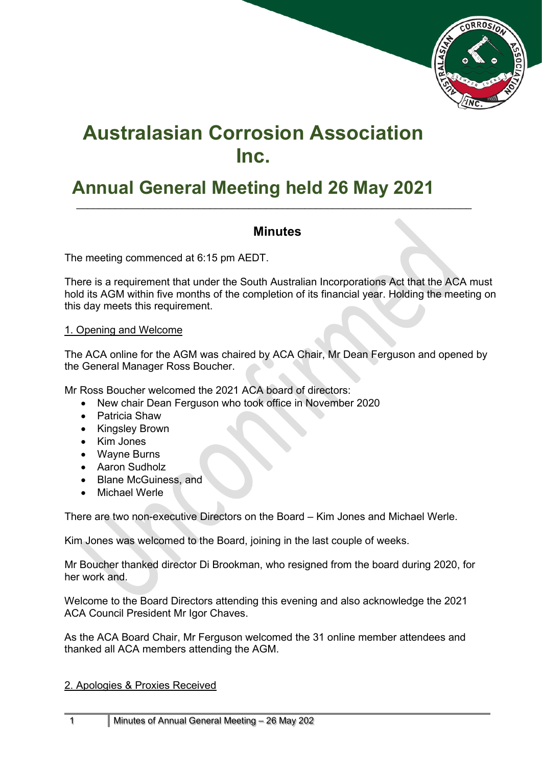# Australasian Corrosion Association Inc.

# Annual General Meeting held 26 May 2021

## Minutes

The meeting commenced at 6:15 pm AEDT.

There is a requirement that under the South Australian Incorporations Act that the ACA must hold its AGM within five months of the completion of its financial year. Holding the meeting on this day meets this requirement.

1. Opening and Welcome

The ACA online for the AGM was chaired by ACA Chair, Mr Dean Ferguson and opened by the General Manager Ross Boucher.

Mr Ross Boucher welcomed the 2021 ACA board of directors:

- New chair Dean Ferguson who took office in November 2020
- Patricia Shaw
- Kingsley Brown
- Kim Jones
- Wayne Burns
- Aaron Sudholz
- Blane McGuiness, and
- Michael Werle

There are two non-executive Directors on the Board – Kim Jones and Michael Werle.

Kim Jones was welcomed to the Board, joining in the last couple of weeks.

Mr Boucher thanked director Di Brookman, who resigned from the board during 2020, for her work and.

Welcome to the Board Directors attending this evening and also acknowledge the 2021 ACA Council President Mr Igor Chaves.

As the ACA Board Chair, Mr Ferguson welcomed the 31 online member attendees and thanked all ACA members attending the AGM.

2. Apologies & Proxies Received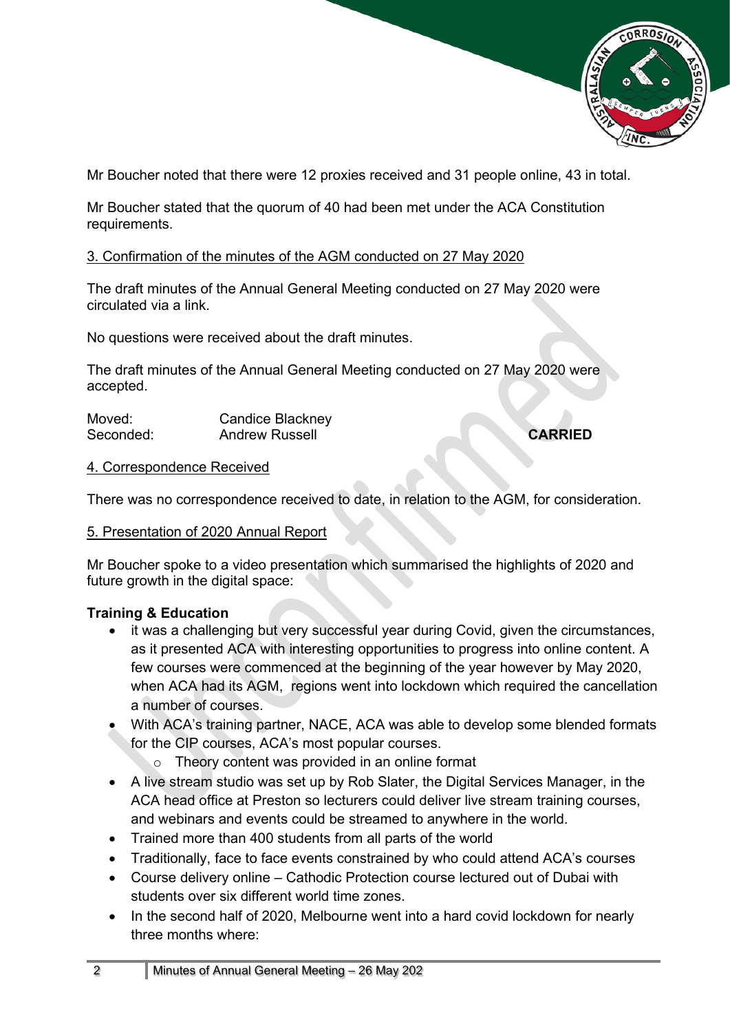Mr Boucher noted that there were 12 proxies received and 31 people online, 43 in total.

Mr Boucher stated that the quorum of 40 had been met under the ACA Constitution requirements.

## 3. Confirmation of the minutes of the AGM conducted on 27 May 2020

The draft minutes of the Annual General Meeting conducted on 27 May 2020 were circulated via a link.

No questions were received about the draft minutes.

The draft minutes of the Annual General Meeting conducted on 27 May 2020 were accepted.

Moved: Candice Blackney
Seconded: Andrew Russell **CARRIED**

## 4. Correspondence Received

There was no correspondence received to date, in relation to the AGM, for consideration.

## 5. Presentation of 2020 Annual Report

Mr Boucher spoke to a video presentation which summarised the highlights of 2020 and future growth in the digital space:

**Training & Education**

- it was a challenging but very successful year during Covid, given the circumstances, as it presented ACA with interesting opportunities to progress into online content. A few courses were commenced at the beginning of the year however by May 2020, when ACA had its AGM, regions went into lockdown which required the cancellation a number of courses.
- With ACA's training partner, NACE, ACA was able to develop some blended formats for the CIP courses, ACA's most popular courses.
  - Theory content was provided in an online format
- A live stream studio was set up by Rob Slater, the Digital Services Manager, in the ACA head office at Preston so lecturers could deliver live stream training courses, and webinars and events could be streamed to anywhere in the world.
- Trained more than 400 students from all parts of the world
- Traditionally, face to face events constrained by who could attend ACA's courses
- Course delivery online – Cathodic Protection course lectured out of Dubai with students over six different world time zones.
- In the second half of 2020, Melbourne went into a hard covid lockdown for nearly three months where: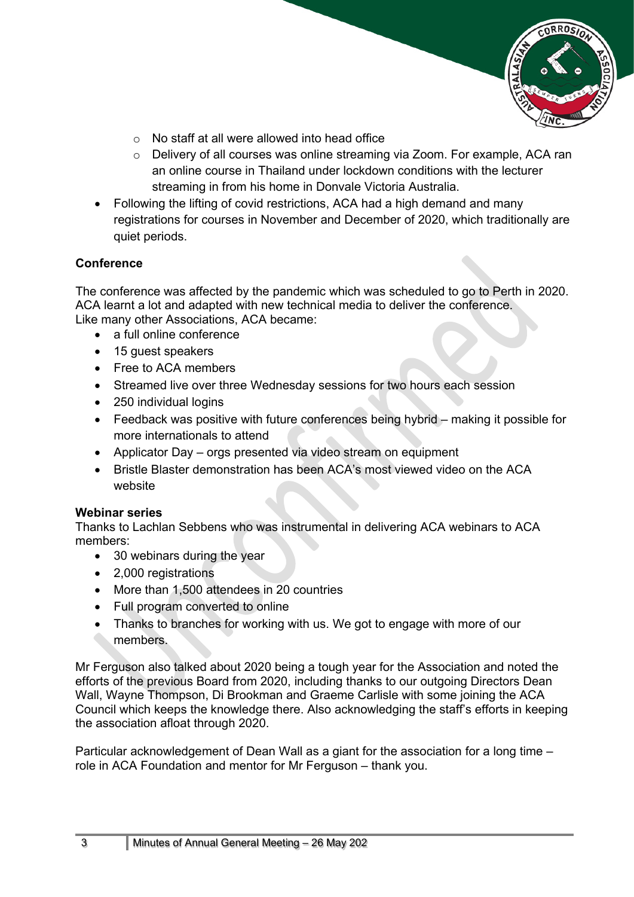- No staff at all were allowed into head office
    - Delivery of all courses was online streaming via Zoom. For example, ACA ran an online course in Thailand under lockdown conditions with the lecturer streaming in from his home in Donvale Victoria Australia.
- Following the lifting of covid restrictions, ACA had a high demand and many registrations for courses in November and December of 2020, which traditionally are quiet periods.

**Conference**

The conference was affected by the pandemic which was scheduled to go to Perth in 2020. ACA learnt a lot and adapted with new technical media to deliver the conference. Like many other Associations, ACA became:

- a full online conference
- 15 guest speakers
- Free to ACA members
- Streamed live over three Wednesday sessions for two hours each session
- 250 individual logins
- Feedback was positive with future conferences being hybrid – making it possible for more internationals to attend
- Applicator Day – orgs presented via video stream on equipment
- Bristle Blaster demonstration has been ACA's most viewed video on the ACA website

**Webinar series**

Thanks to Lachlan Sebbens who was instrumental in delivering ACA webinars to ACA members:

- 30 webinars during the year
- 2,000 registrations
- More than 1,500 attendees in 20 countries
- Full program converted to online
- Thanks to branches for working with us. We got to engage with more of our members.

Mr Ferguson also talked about 2020 being a tough year for the Association and noted the efforts of the previous Board from 2020, including thanks to our outgoing Directors Dean Wall, Wayne Thompson, Di Brookman and Graeme Carlisle with some joining the ACA Council which keeps the knowledge there. Also acknowledging the staff's efforts in keeping the association afloat through 2020.

Particular acknowledgement of Dean Wall as a giant for the association for a long time – role in ACA Foundation and mentor for Mr Ferguson – thank you.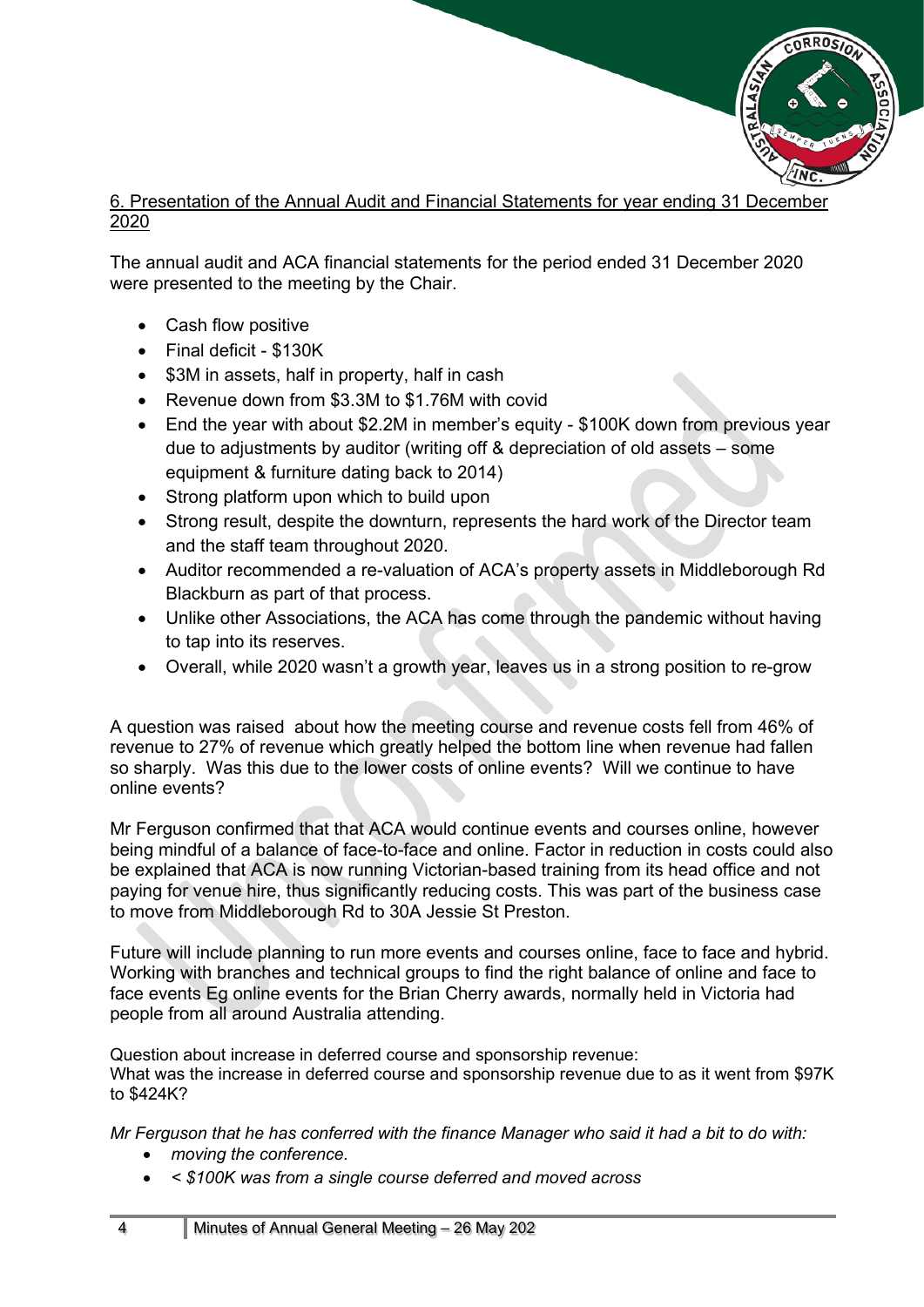6. Presentation of the Annual Audit and Financial Statements for year ending 31 December 2020

The annual audit and ACA financial statements for the period ended 31 December 2020 were presented to the meeting by the Chair.

- Cash flow positive
- Final deficit - $130K
- $3M in assets, half in property, half in cash
- Revenue down from $3.3M to $1.76M with covid
- End the year with about $2.2M in member's equity - $100K down from previous year due to adjustments by auditor (writing off & depreciation of old assets – some equipment & furniture dating back to 2014)
- Strong platform upon which to build upon
- Strong result, despite the downturn, represents the hard work of the Director team and the staff team throughout 2020.
- Auditor recommended a re-valuation of ACA's property assets in Middleborough Rd Blackburn as part of that process.
- Unlike other Associations, the ACA has come through the pandemic without having to tap into its reserves.
- Overall, while 2020 wasn't a growth year, leaves us in a strong position to re-grow

A question was raised about how the meeting course and revenue costs fell from 46% of revenue to 27% of revenue which greatly helped the bottom line when revenue had fallen so sharply. Was this due to the lower costs of online events? Will we continue to have online events?

Mr Ferguson confirmed that that ACA would continue events and courses online, however being mindful of a balance of face-to-face and online. Factor in reduction in costs could also be explained that ACA is now running Victorian-based training from its head office and not paying for venue hire, thus significantly reducing costs. This was part of the business case to move from Middleborough Rd to 30A Jessie St Preston.

Future will include planning to run more events and courses online, face to face and hybrid. Working with branches and technical groups to find the right balance of online and face to face events Eg online events for the Brian Cherry awards, normally held in Victoria had people from all around Australia attending.

Question about increase in deferred course and sponsorship revenue:
What was the increase in deferred course and sponsorship revenue due to as it went from $97K to $424K?

*Mr Ferguson that he has conferred with the finance Manager who said it had a bit to do with:*

- *moving the conference.*
- *< $100K was from a single course deferred and moved across*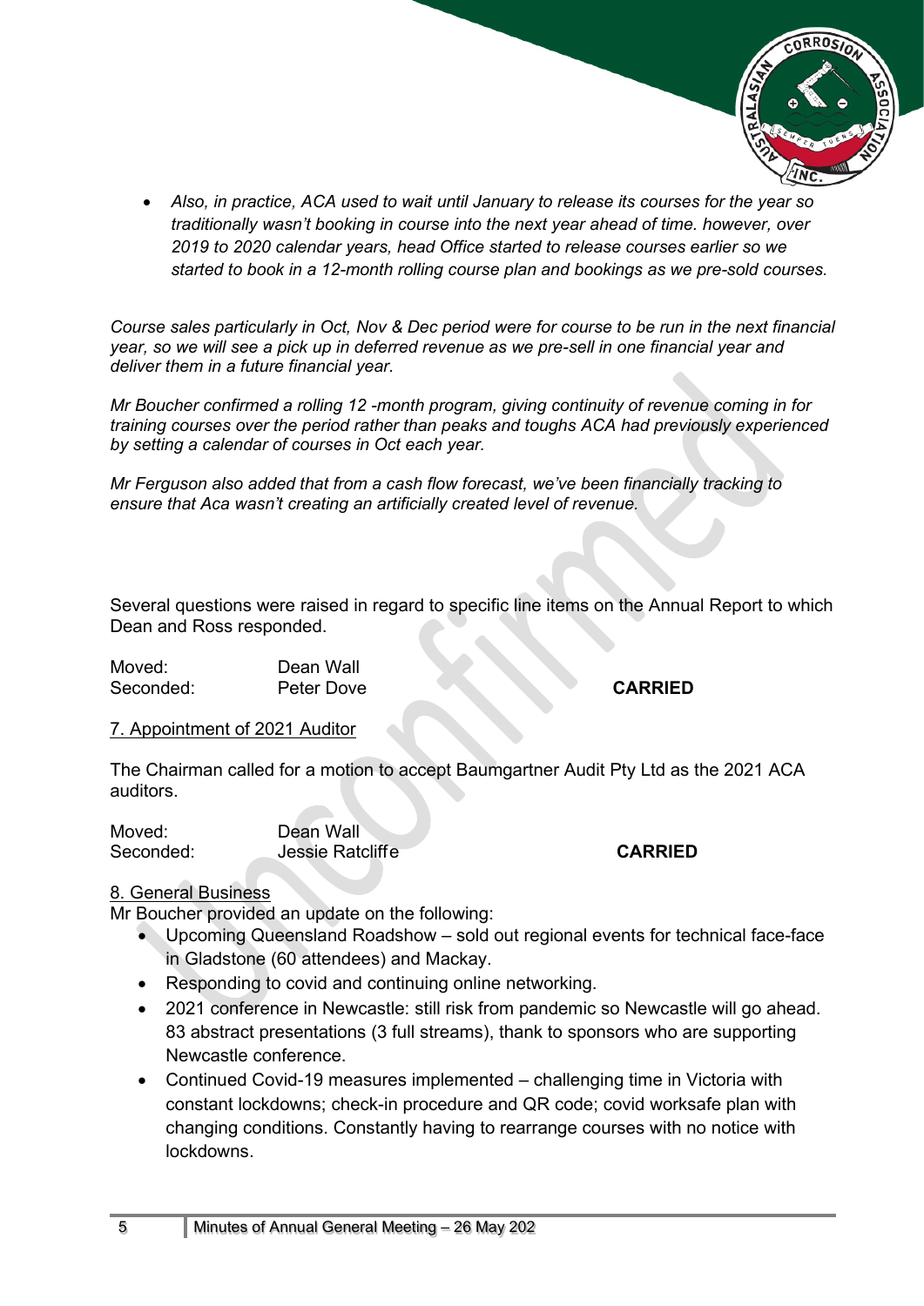- *Also, in practice, ACA used to wait until January to release its courses for the year so traditionally wasn't booking in course into the next year ahead of time. however, over 2019 to 2020 calendar years, head Office started to release courses earlier so we started to book in a 12-month rolling course plan and bookings as we pre-sold courses.*

*Course sales particularly in Oct, Nov & Dec period were for course to be run in the next financial year, so we will see a pick up in deferred revenue as we pre-sell in one financial year and deliver them in a future financial year.*

*Mr Boucher confirmed a rolling 12 -month program, giving continuity of revenue coming in for training courses over the period rather than peaks and toughs ACA had previously experienced by setting a calendar of courses in Oct each year.*

*Mr Ferguson also added that from a cash flow forecast, we've been financially tracking to ensure that Aca wasn't creating an artificially created level of revenue.*

Several questions were raised in regard to specific line items on the Annual Report to which Dean and Ross responded.

Moved: Dean Wall
Seconded: Peter Dove **CARRIED**

## 7. Appointment of 2021 Auditor

The Chairman called for a motion to accept Baumgartner Audit Pty Ltd as the 2021 ACA auditors.

Moved: Dean Wall
Seconded: Jessie Ratcliffe **CARRIED**

## 8. General Business

Mr Boucher provided an update on the following:

- Upcoming Queensland Roadshow – sold out regional events for technical face-face in Gladstone (60 attendees) and Mackay.
- Responding to covid and continuing online networking.
- 2021 conference in Newcastle: still risk from pandemic so Newcastle will go ahead. 83 abstract presentations (3 full streams), thank to sponsors who are supporting Newcastle conference.
- Continued Covid-19 measures implemented – challenging time in Victoria with constant lockdowns; check-in procedure and QR code; covid worksafe plan with changing conditions. Constantly having to rearrange courses with no notice with lockdowns.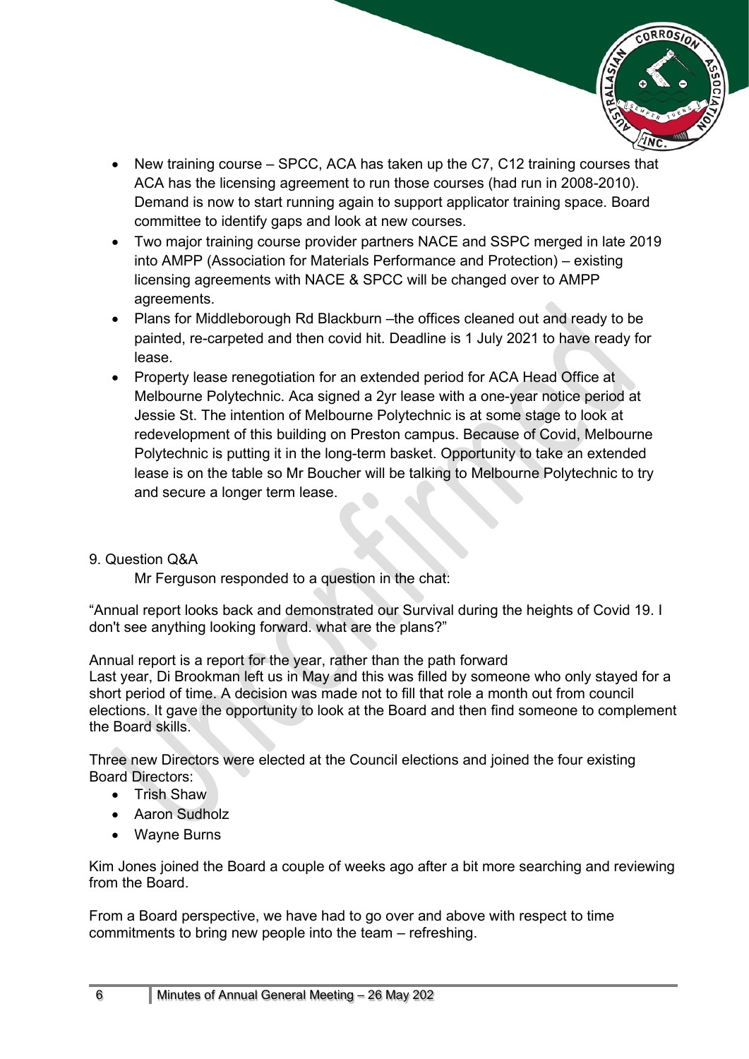- New training course – SPCC, ACA has taken up the C7, C12 training courses that ACA has the licensing agreement to run those courses (had run in 2008-2010). Demand is now to start running again to support applicator training space. Board committee to identify gaps and look at new courses.
- Two major training course provider partners NACE and SSPC merged in late 2019 into AMPP (Association for Materials Performance and Protection) – existing licensing agreements with NACE & SPCC will be changed over to AMPP agreements.
- Plans for Middleborough Rd Blackburn –the offices cleaned out and ready to be painted, re-carpeted and then covid hit. Deadline is 1 July 2021 to have ready for lease.
- Property lease renegotiation for an extended period for ACA Head Office at Melbourne Polytechnic. Aca signed a 2yr lease with a one-year notice period at Jessie St. The intention of Melbourne Polytechnic is at some stage to look at redevelopment of this building on Preston campus. Because of Covid, Melbourne Polytechnic is putting it in the long-term basket. Opportunity to take an extended lease is on the table so Mr Boucher will be talking to Melbourne Polytechnic to try and secure a longer term lease.

9. Question Q&A

Mr Ferguson responded to a question in the chat:

"Annual report looks back and demonstrated our Survival during the heights of Covid 19. I don't see anything looking forward. what are the plans?"

Annual report is a report for the year, rather than the path forward
Last year, Di Brookman left us in May and this was filled by someone who only stayed for a short period of time. A decision was made not to fill that role a month out from council elections. It gave the opportunity to look at the Board and then find someone to complement the Board skills.

Three new Directors were elected at the Council elections and joined the four existing Board Directors:

- Trish Shaw
- Aaron Sudholz
- Wayne Burns

Kim Jones joined the Board a couple of weeks ago after a bit more searching and reviewing from the Board.

From a Board perspective, we have had to go over and above with respect to time commitments to bring new people into the team – refreshing.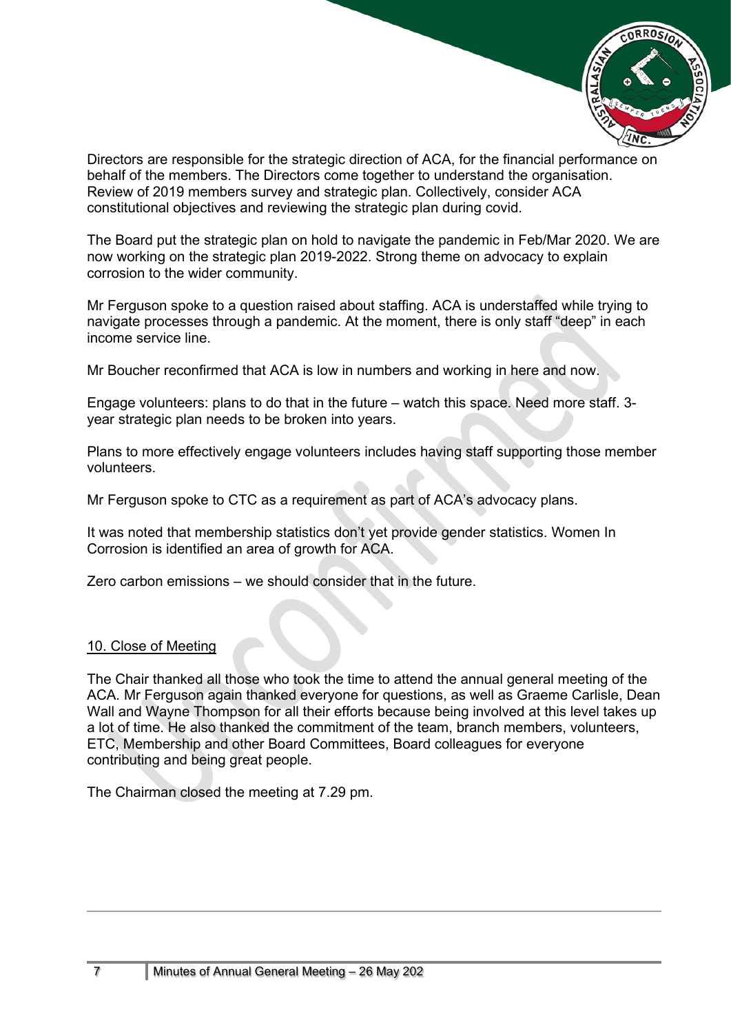Directors are responsible for the strategic direction of ACA, for the financial performance on behalf of the members. The Directors come together to understand the organisation. Review of 2019 members survey and strategic plan. Collectively, consider ACA constitutional objectives and reviewing the strategic plan during covid.

The Board put the strategic plan on hold to navigate the pandemic in Feb/Mar 2020. We are now working on the strategic plan 2019-2022. Strong theme on advocacy to explain corrosion to the wider community.

Mr Ferguson spoke to a question raised about staffing. ACA is understaffed while trying to navigate processes through a pandemic. At the moment, there is only staff "deep" in each income service line.

Mr Boucher reconfirmed that ACA is low in numbers and working in here and now.

Engage volunteers: plans to do that in the future – watch this space. Need more staff. 3-year strategic plan needs to be broken into years.

Plans to more effectively engage volunteers includes having staff supporting those member volunteers.

Mr Ferguson spoke to CTC as a requirement as part of ACA's advocacy plans.

It was noted that membership statistics don't yet provide gender statistics. Women In Corrosion is identified an area of growth for ACA.

Zero carbon emissions – we should consider that in the future.

## 10. Close of Meeting

The Chair thanked all those who took the time to attend the annual general meeting of the ACA. Mr Ferguson again thanked everyone for questions, as well as Graeme Carlisle, Dean Wall and Wayne Thompson for all their efforts because being involved at this level takes up a lot of time. He also thanked the commitment of the team, branch members, volunteers, ETC, Membership and other Board Committees, Board colleagues for everyone contributing and being great people.

The Chairman closed the meeting at 7.29 pm.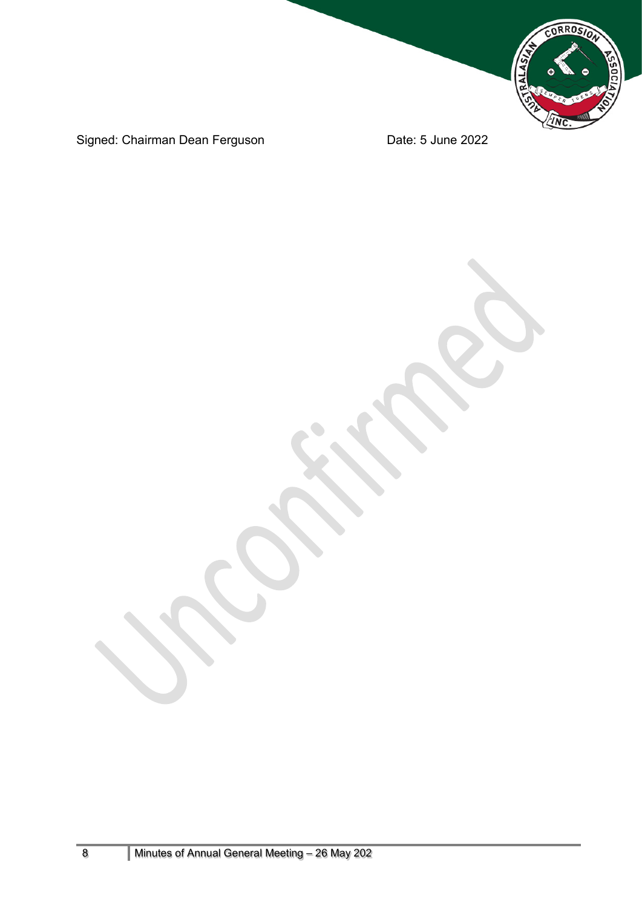Signed: Chairman Dean Ferguson                    Date: 5 June 2022

Unconfirmed